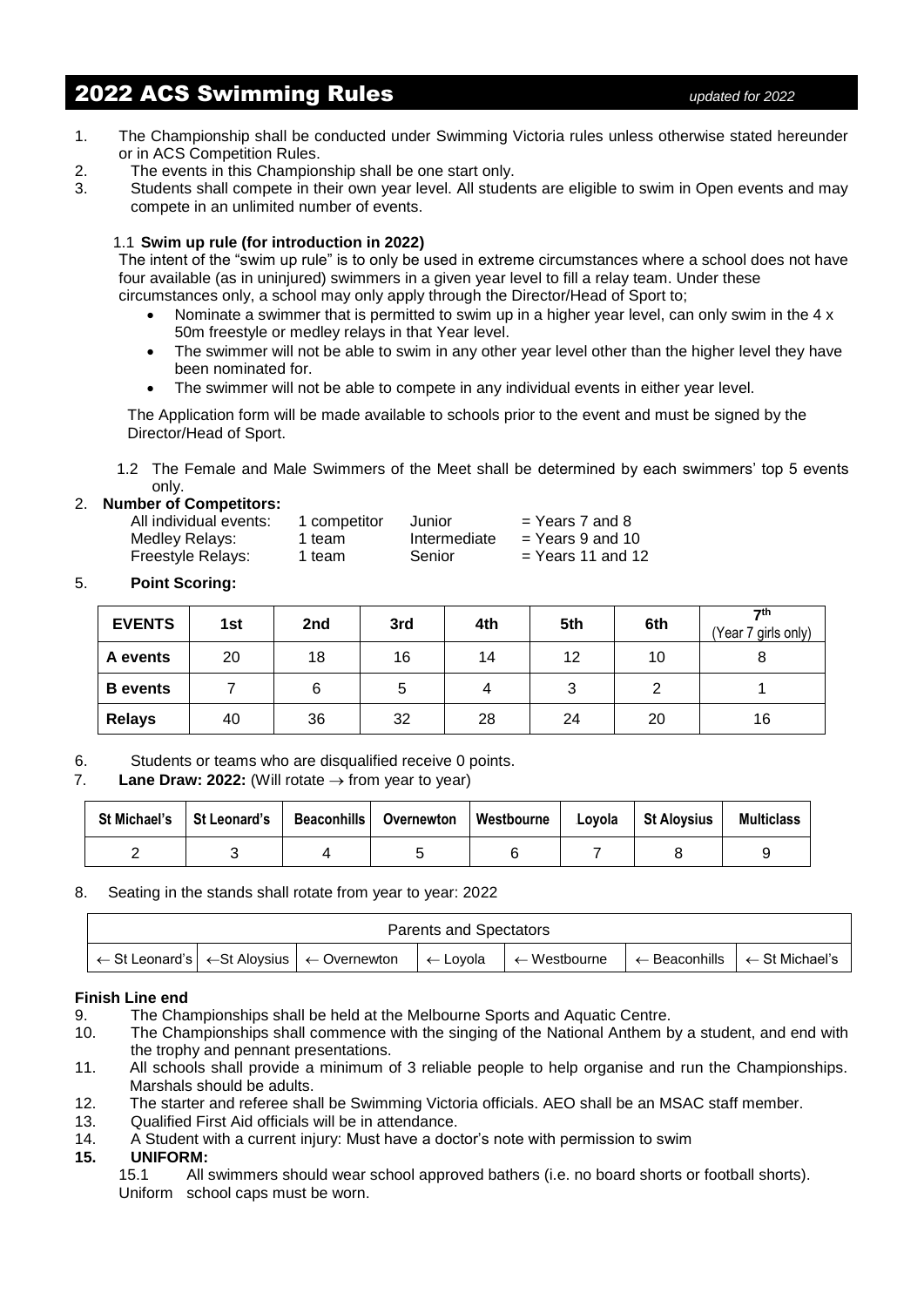# 2022 ACS Swimming Rules

*updated for 2022*

1. The Championship shall be conducted under Swimming Victoria rules unless otherwise stated hereunder or in ACS Competition Rules.
2. The events in this Championship shall be one start only.
3. Students shall compete in their own year level. All students are eligible to swim in Open events and may compete in an unlimited number of events.

1.1 **Swim up rule (for introduction in 2022)**

The intent of the "swim up rule" is to only be used in extreme circumstances where a school does not have four available (as in uninjured) swimmers in a given year level to fill a relay team. Under these circumstances only, a school may only apply through the Director/Head of Sport to;

- Nominate a swimmer that is permitted to swim up in a higher year level, can only swim in the 4 x 50m freestyle or medley relays in that Year level.
- The swimmer will not be able to swim in any other year level other than the higher level they have been nominated for.
- The swimmer will not be able to compete in any individual events in either year level.

The Application form will be made available to schools prior to the event and must be signed by the Director/Head of Sport.

1.2 The Female and Male Swimmers of the Meet shall be determined by each swimmers' top 5 events only.

2. **Number of Competitors:**

| | | | |
|---|---|---|---|
| All individual events: | 1 competitor | Junior | = Years 7 and 8 |
| Medley Relays: | 1 team | Intermediate | = Years 9 and 10 |
| Freestyle Relays: | 1 team | Senior | = Years 11 and 12 |

5. **Point Scoring:**

| EVENTS | 1st | 2nd | 3rd | 4th | 5th | 6th | 7th (Year 7 girls only) |
|---|---|---|---|---|---|---|---|
| **A events** | 20 | 18 | 16 | 14 | 12 | 10 | 8 |
| **B events** | 7 | 6 | 5 | 4 | 3 | 2 | 1 |
| **Relays** | 40 | 36 | 32 | 28 | 24 | 20 | 16 |

6. Students or teams who are disqualified receive 0 points.
7. **Lane Draw: 2022:** (Will rotate → from year to year)

| St Michael's | St Leonard's | Beaconhills | Overnewton | Westbourne | Loyola | St Aloysius | Multiclass |
|---|---|---|---|---|---|---|---|
| 2 | 3 | 4 | 5 | 6 | 7 | 8 | 9 |

8. Seating in the stands shall rotate from year to year: 2022

| Parents and Spectators | | | | | | |
|---|---|---|---|---|---|---|
| ← St Leonard's | ←St Aloysius | ← Overnewton | ← Loyola | ← Westbourne | ← Beaconhills | ← St Michael's |

**Finish Line end**

9. The Championships shall be held at the Melbourne Sports and Aquatic Centre.
10. The Championships shall commence with the singing of the National Anthem by a student, and end with the trophy and pennant presentations.
11. All schools shall provide a minimum of 3 reliable people to help organise and run the Championships. Marshals should be adults.
12. The starter and referee shall be Swimming Victoria officials. AEO shall be an MSAC staff member.
13. Qualified First Aid officials will be in attendance.
14. A Student with a current injury: Must have a doctor's note with permission to swim
15. **UNIFORM:**

15.1 All swimmers should wear school approved bathers (i.e. no board shorts or football shorts). Uniform school caps must be worn.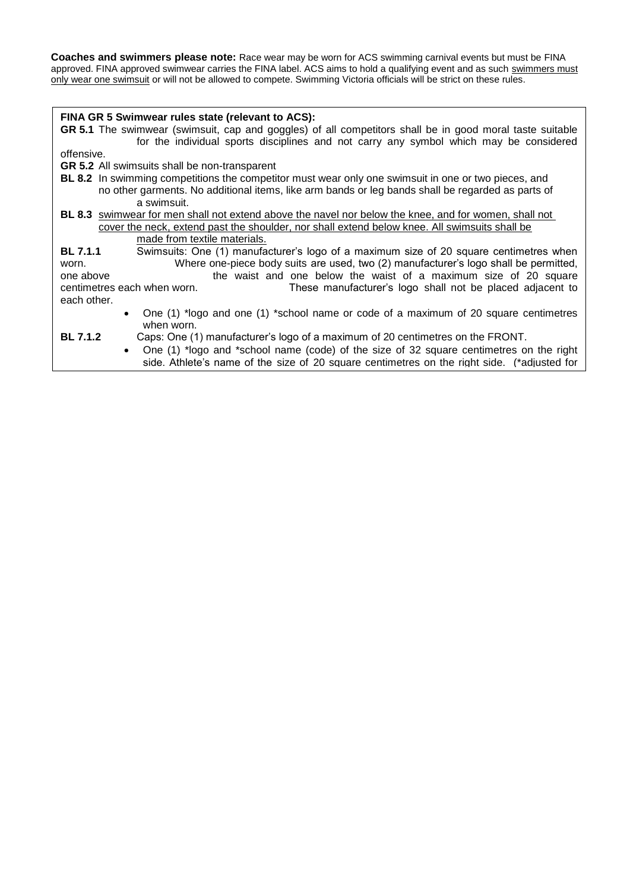**Coaches and swimmers please note:** Race wear may be worn for ACS swimming carnival events but must be FINA approved. FINA approved swimwear carries the FINA label. ACS aims to hold a qualifying event and as such swimmers must only wear one swimsuit or will not be allowed to compete. Swimming Victoria officials will be strict on these rules.

**FINA GR 5 Swimwear rules state (relevant to ACS):**

**GR 5.1** The swimwear (swimsuit, cap and goggles) of all competitors shall be in good moral taste suitable for the individual sports disciplines and not carry any symbol which may be considered offensive.

**GR 5.2** All swimsuits shall be non-transparent

**BL 8.2** In swimming competitions the competitor must wear only one swimsuit in one or two pieces, and no other garments. No additional items, like arm bands or leg bands shall be regarded as parts of a swimsuit.

**BL 8.3** swimwear for men shall not extend above the navel nor below the knee, and for women, shall not cover the neck, extend past the shoulder, nor shall extend below knee. All swimsuits shall be made from textile materials.

**BL 7.1.1** Swimsuits: One (1) manufacturer's logo of a maximum size of 20 square centimetres when worn. Where one-piece body suits are used, two (2) manufacturer's logo shall be permitted, one above the waist and one below the waist of a maximum size of 20 square centimetres each when worn. These manufacturer's logo shall not be placed adjacent to each other.

- One (1) *logo and one (1) *school name or code of a maximum of 20 square centimetres when worn.

**BL 7.1.2** Caps: One (1) manufacturer's logo of a maximum of 20 centimetres on the FRONT.

- One (1) *logo and *school name (code) of the size of 32 square centimetres on the right side. Athlete's name of the size of 20 square centimetres on the right side. (*adjusted for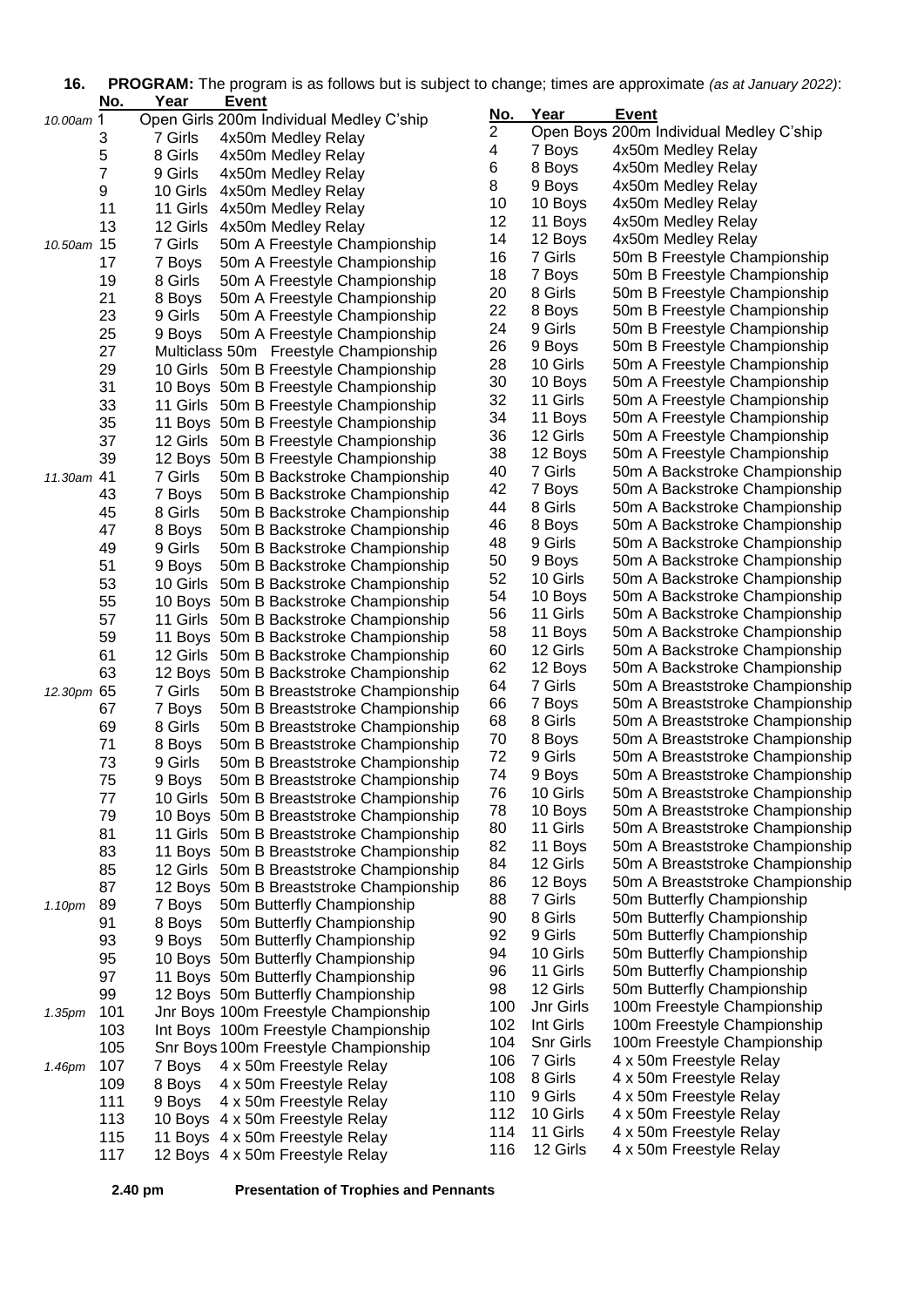**16. PROGRAM:** The program is as follows but is subject to change; times are approximate *(as at January 2022)*:

| | No. | Year | Event |
|---|---|---|---|
| *10.00am* | 1 | Open Girls | 200m Individual Medley C'ship |
| | 3 | 7 Girls | 4x50m Medley Relay |
| | 5 | 8 Girls | 4x50m Medley Relay |
| | 7 | 9 Girls | 4x50m Medley Relay |
| | 9 | 10 Girls | 4x50m Medley Relay |
| | 11 | 11 Girls | 4x50m Medley Relay |
| | 13 | 12 Girls | 4x50m Medley Relay |
| *10.50am* | 15 | 7 Girls | 50m A Freestyle Championship |
| | 17 | 7 Boys | 50m A Freestyle Championship |
| | 19 | 8 Girls | 50m A Freestyle Championship |
| | 21 | 8 Boys | 50m A Freestyle Championship |
| | 23 | 9 Girls | 50m A Freestyle Championship |
| | 25 | 9 Boys | 50m A Freestyle Championship |
| | 27 | Multiclass | 50m Freestyle Championship |
| | 29 | 10 Girls | 50m B Freestyle Championship |
| | 31 | 10 Boys | 50m B Freestyle Championship |
| | 33 | 11 Girls | 50m B Freestyle Championship |
| | 35 | 11 Boys | 50m B Freestyle Championship |
| | 37 | 12 Girls | 50m B Freestyle Championship |
| | 39 | 12 Boys | 50m B Freestyle Championship |
| *11.30am* | 41 | 7 Girls | 50m B Backstroke Championship |
| | 43 | 7 Boys | 50m B Backstroke Championship |
| | 45 | 8 Girls | 50m B Backstroke Championship |
| | 47 | 8 Boys | 50m B Backstroke Championship |
| | 49 | 9 Girls | 50m B Backstroke Championship |
| | 51 | 9 Boys | 50m B Backstroke Championship |
| | 53 | 10 Girls | 50m B Backstroke Championship |
| | 55 | 10 Boys | 50m B Backstroke Championship |
| | 57 | 11 Girls | 50m B Backstroke Championship |
| | 59 | 11 Boys | 50m B Backstroke Championship |
| | 61 | 12 Girls | 50m B Backstroke Championship |
| | 63 | 12 Boys | 50m B Backstroke Championship |
| *12.30pm* | 65 | 7 Girls | 50m B Breaststroke Championship |
| | 67 | 7 Boys | 50m B Breaststroke Championship |
| | 69 | 8 Girls | 50m B Breaststroke Championship |
| | 71 | 8 Boys | 50m B Breaststroke Championship |
| | 73 | 9 Girls | 50m B Breaststroke Championship |
| | 75 | 9 Boys | 50m B Breaststroke Championship |
| | 77 | 10 Girls | 50m B Breaststroke Championship |
| | 79 | 10 Boys | 50m B Breaststroke Championship |
| | 81 | 11 Girls | 50m B Breaststroke Championship |
| | 83 | 11 Boys | 50m B Breaststroke Championship |
| | 85 | 12 Girls | 50m B Breaststroke Championship |
| | 87 | 12 Boys | 50m B Breaststroke Championship |
| *1.10pm* | 89 | 7 Boys | 50m Butterfly Championship |
| | 91 | 8 Boys | 50m Butterfly Championship |
| | 93 | 9 Boys | 50m Butterfly Championship |
| | 95 | 10 Boys | 50m Butterfly Championship |
| | 97 | 11 Boys | 50m Butterfly Championship |
| | 99 | 12 Boys | 50m Butterfly Championship |
| *1.35pm* | 101 | Jnr Boys | 100m Freestyle Championship |
| | 103 | Int Boys | 100m Freestyle Championship |
| | 105 | Snr Boys | 100m Freestyle Championship |
| *1.46pm* | 107 | 7 Boys | 4 x 50m Freestyle Relay |
| | 109 | 8 Boys | 4 x 50m Freestyle Relay |
| | 111 | 9 Boys | 4 x 50m Freestyle Relay |
| | 113 | 10 Boys | 4 x 50m Freestyle Relay |
| | 115 | 11 Boys | 4 x 50m Freestyle Relay |
| | 117 | 12 Boys | 4 x 50m Freestyle Relay |

| No. | Year | Event |
|---|---|---|
| 2 | Open Boys | 200m Individual Medley C'ship |
| 4 | 7 Boys | 4x50m Medley Relay |
| 6 | 8 Boys | 4x50m Medley Relay |
| 8 | 9 Boys | 4x50m Medley Relay |
| 10 | 10 Boys | 4x50m Medley Relay |
| 12 | 11 Boys | 4x50m Medley Relay |
| 14 | 12 Boys | 4x50m Medley Relay |
| 16 | 7 Girls | 50m B Freestyle Championship |
| 18 | 7 Boys | 50m B Freestyle Championship |
| 20 | 8 Girls | 50m B Freestyle Championship |
| 22 | 8 Boys | 50m B Freestyle Championship |
| 24 | 9 Girls | 50m B Freestyle Championship |
| 26 | 9 Boys | 50m B Freestyle Championship |
| 28 | 10 Girls | 50m A Freestyle Championship |
| 30 | 10 Boys | 50m A Freestyle Championship |
| 32 | 11 Girls | 50m A Freestyle Championship |
| 34 | 11 Boys | 50m A Freestyle Championship |
| 36 | 12 Girls | 50m A Freestyle Championship |
| 38 | 12 Boys | 50m A Freestyle Championship |
| 40 | 7 Girls | 50m A Backstroke Championship |
| 42 | 7 Boys | 50m A Backstroke Championship |
| 44 | 8 Girls | 50m A Backstroke Championship |
| 46 | 8 Boys | 50m A Backstroke Championship |
| 48 | 9 Girls | 50m A Backstroke Championship |
| 50 | 9 Boys | 50m A Backstroke Championship |
| 52 | 10 Girls | 50m A Backstroke Championship |
| 54 | 10 Boys | 50m A Backstroke Championship |
| 56 | 11 Girls | 50m A Backstroke Championship |
| 58 | 11 Boys | 50m A Backstroke Championship |
| 60 | 12 Girls | 50m A Backstroke Championship |
| 62 | 12 Boys | 50m A Backstroke Championship |
| 64 | 7 Girls | 50m A Breaststroke Championship |
| 66 | 7 Boys | 50m A Breaststroke Championship |
| 68 | 8 Girls | 50m A Breaststroke Championship |
| 70 | 8 Boys | 50m A Breaststroke Championship |
| 72 | 9 Girls | 50m A Breaststroke Championship |
| 74 | 9 Boys | 50m A Breaststroke Championship |
| 76 | 10 Girls | 50m A Breaststroke Championship |
| 78 | 10 Boys | 50m A Breaststroke Championship |
| 80 | 11 Girls | 50m A Breaststroke Championship |
| 82 | 11 Boys | 50m A Breaststroke Championship |
| 84 | 12 Girls | 50m A Breaststroke Championship |
| 86 | 12 Boys | 50m A Breaststroke Championship |
| 88 | 7 Girls | 50m Butterfly Championship |
| 90 | 8 Girls | 50m Butterfly Championship |
| 92 | 9 Girls | 50m Butterfly Championship |
| 94 | 10 Girls | 50m Butterfly Championship |
| 96 | 11 Girls | 50m Butterfly Championship |
| 98 | 12 Girls | 50m Butterfly Championship |
| 100 | Jnr Girls | 100m Freestyle Championship |
| 102 | Int Girls | 100m Freestyle Championship |
| 104 | Snr Girls | 100m Freestyle Championship |
| 106 | 7 Girls | 4 x 50m Freestyle Relay |
| 108 | 8 Girls | 4 x 50m Freestyle Relay |
| 110 | 9 Girls | 4 x 50m Freestyle Relay |
| 112 | 10 Girls | 4 x 50m Freestyle Relay |
| 114 | 11 Girls | 4 x 50m Freestyle Relay |
| 116 | 12 Girls | 4 x 50m Freestyle Relay |

**2.40 pm** **Presentation of Trophies and Pennants**